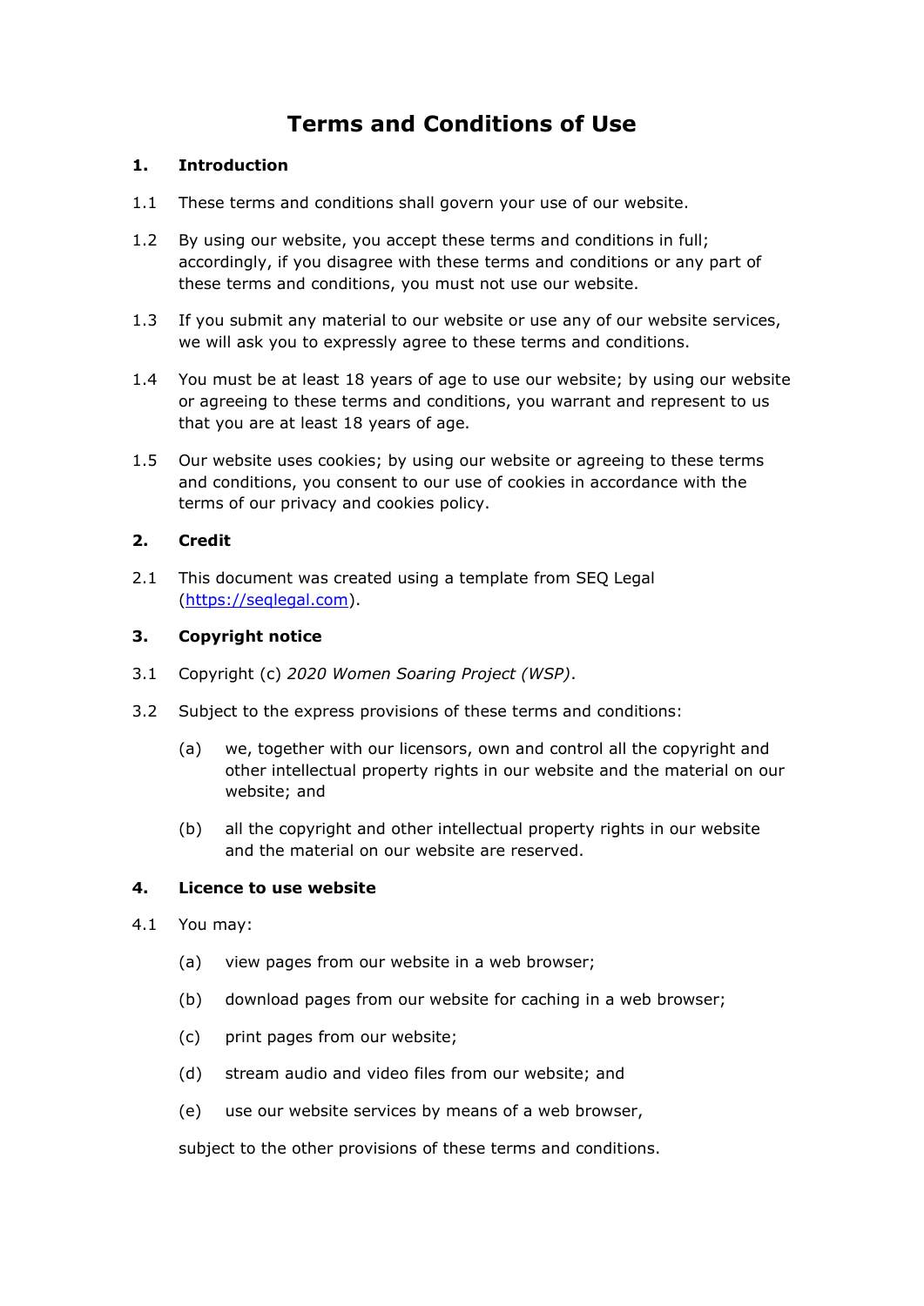# Terms and Conditions of Use

## 1. Introduction

1.1 These terms and conditions shall govern your use of our website.

1.2 By using our website, you accept these terms and conditions in full; accordingly, if you disagree with these terms and conditions or any part of these terms and conditions, you must not use our website.

1.3 If you submit any material to our website or use any of our website services, we will ask you to expressly agree to these terms and conditions.

1.4 You must be at least 18 years of age to use our website; by using our website or agreeing to these terms and conditions, you warrant and represent to us that you are at least 18 years of age.

1.5 Our website uses cookies; by using our website or agreeing to these terms and conditions, you consent to our use of cookies in accordance with the terms of our privacy and cookies policy.

## 2. Credit

2.1 This document was created using a template from SEQ Legal ([https://seqlegal.com](https://seqlegal.com)).

## 3. Copyright notice

3.1 Copyright (c) *2020 Women Soaring Project (WSP)*.

3.2 Subject to the express provisions of these terms and conditions:

(a) we, together with our licensors, own and control all the copyright and other intellectual property rights in our website and the material on our website; and

(b) all the copyright and other intellectual property rights in our website and the material on our website are reserved.

## 4. Licence to use website

4.1 You may:

(a) view pages from our website in a web browser;

(b) download pages from our website for caching in a web browser;

(c) print pages from our website;

(d) stream audio and video files from our website; and

(e) use our website services by means of a web browser,

subject to the other provisions of these terms and conditions.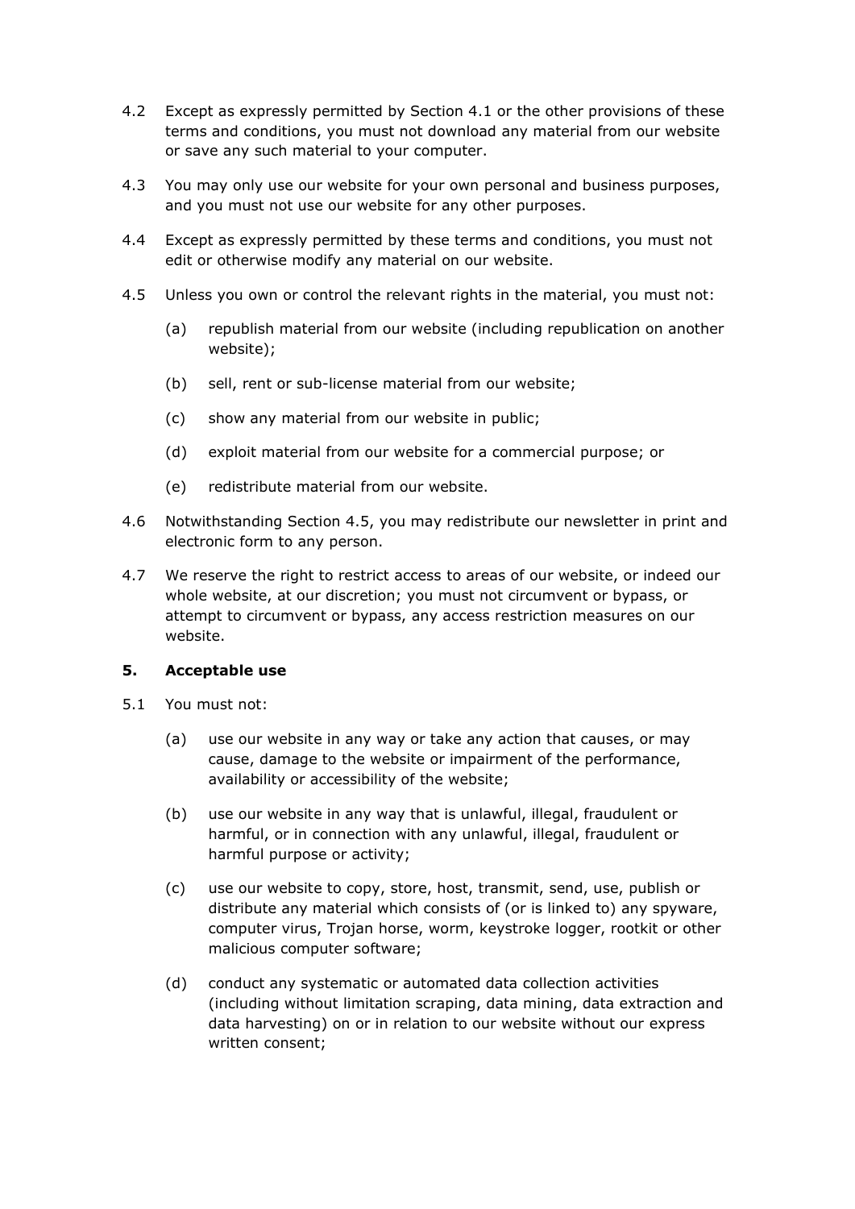4.2 Except as expressly permitted by Section 4.1 or the other provisions of these terms and conditions, you must not download any material from our website or save any such material to your computer.

4.3 You may only use our website for your own personal and business purposes, and you must not use our website for any other purposes.

4.4 Except as expressly permitted by these terms and conditions, you must not edit or otherwise modify any material on our website.

4.5 Unless you own or control the relevant rights in the material, you must not:

- (a) republish material from our website (including republication on another website);
- (b) sell, rent or sub-license material from our website;
- (c) show any material from our website in public;
- (d) exploit material from our website for a commercial purpose; or
- (e) redistribute material from our website.

4.6 Notwithstanding Section 4.5, you may redistribute our newsletter in print and electronic form to any person.

4.7 We reserve the right to restrict access to areas of our website, or indeed our whole website, at our discretion; you must not circumvent or bypass, or attempt to circumvent or bypass, any access restriction measures on our website.

## 5. Acceptable use

5.1 You must not:

- (a) use our website in any way or take any action that causes, or may cause, damage to the website or impairment of the performance, availability or accessibility of the website;
- (b) use our website in any way that is unlawful, illegal, fraudulent or harmful, or in connection with any unlawful, illegal, fraudulent or harmful purpose or activity;
- (c) use our website to copy, store, host, transmit, send, use, publish or distribute any material which consists of (or is linked to) any spyware, computer virus, Trojan horse, worm, keystroke logger, rootkit or other malicious computer software;
- (d) conduct any systematic or automated data collection activities (including without limitation scraping, data mining, data extraction and data harvesting) on or in relation to our website without our express written consent;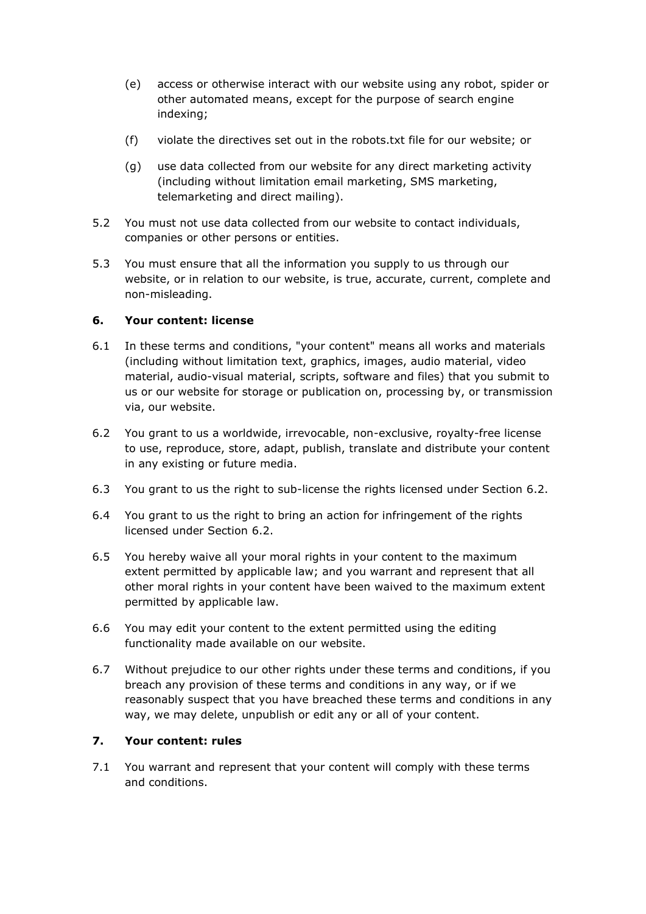(e) access or otherwise interact with our website using any robot, spider or other automated means, except for the purpose of search engine indexing;

(f) violate the directives set out in the robots.txt file for our website; or

(g) use data collected from our website for any direct marketing activity (including without limitation email marketing, SMS marketing, telemarketing and direct mailing).

5.2 You must not use data collected from our website to contact individuals, companies or other persons or entities.

5.3 You must ensure that all the information you supply to us through our website, or in relation to our website, is true, accurate, current, complete and non-misleading.

## 6. Your content: license

6.1 In these terms and conditions, "your content" means all works and materials (including without limitation text, graphics, images, audio material, video material, audio-visual material, scripts, software and files) that you submit to us or our website for storage or publication on, processing by, or transmission via, our website.

6.2 You grant to us a worldwide, irrevocable, non-exclusive, royalty-free license to use, reproduce, store, adapt, publish, translate and distribute your content in any existing or future media.

6.3 You grant to us the right to sub-license the rights licensed under Section 6.2.

6.4 You grant to us the right to bring an action for infringement of the rights licensed under Section 6.2.

6.5 You hereby waive all your moral rights in your content to the maximum extent permitted by applicable law; and you warrant and represent that all other moral rights in your content have been waived to the maximum extent permitted by applicable law.

6.6 You may edit your content to the extent permitted using the editing functionality made available on our website.

6.7 Without prejudice to our other rights under these terms and conditions, if you breach any provision of these terms and conditions in any way, or if we reasonably suspect that you have breached these terms and conditions in any way, we may delete, unpublish or edit any or all of your content.

## 7. Your content: rules

7.1 You warrant and represent that your content will comply with these terms and conditions.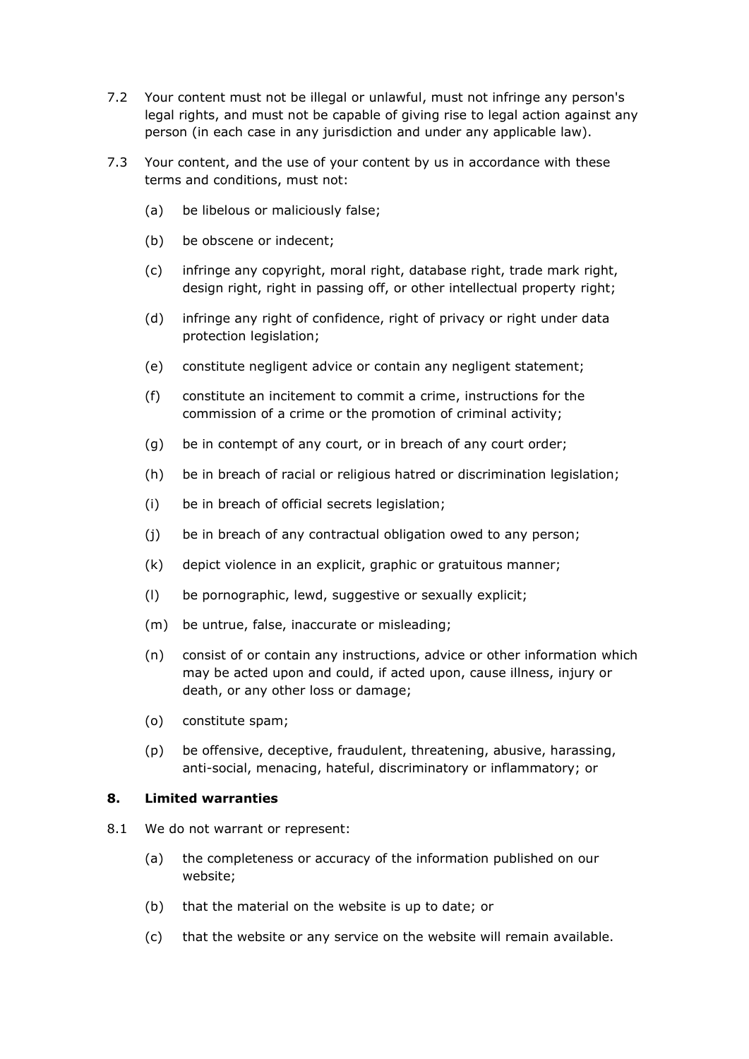7.2 Your content must not be illegal or unlawful, must not infringe any person's legal rights, and must not be capable of giving rise to legal action against any person (in each case in any jurisdiction and under any applicable law).

7.3 Your content, and the use of your content by us in accordance with these terms and conditions, must not:

(a) be libelous or maliciously false;

(b) be obscene or indecent;

(c) infringe any copyright, moral right, database right, trade mark right, design right, right in passing off, or other intellectual property right;

(d) infringe any right of confidence, right of privacy or right under data protection legislation;

(e) constitute negligent advice or contain any negligent statement;

(f) constitute an incitement to commit a crime, instructions for the commission of a crime or the promotion of criminal activity;

(g) be in contempt of any court, or in breach of any court order;

(h) be in breach of racial or religious hatred or discrimination legislation;

(i) be in breach of official secrets legislation;

(j) be in breach of any contractual obligation owed to any person;

(k) depict violence in an explicit, graphic or gratuitous manner;

(l) be pornographic, lewd, suggestive or sexually explicit;

(m) be untrue, false, inaccurate or misleading;

(n) consist of or contain any instructions, advice or other information which may be acted upon and could, if acted upon, cause illness, injury or death, or any other loss or damage;

(o) constitute spam;

(p) be offensive, deceptive, fraudulent, threatening, abusive, harassing, anti-social, menacing, hateful, discriminatory or inflammatory; or

## 8. Limited warranties

8.1 We do not warrant or represent:

(a) the completeness or accuracy of the information published on our website;

(b) that the material on the website is up to date; or

(c) that the website or any service on the website will remain available.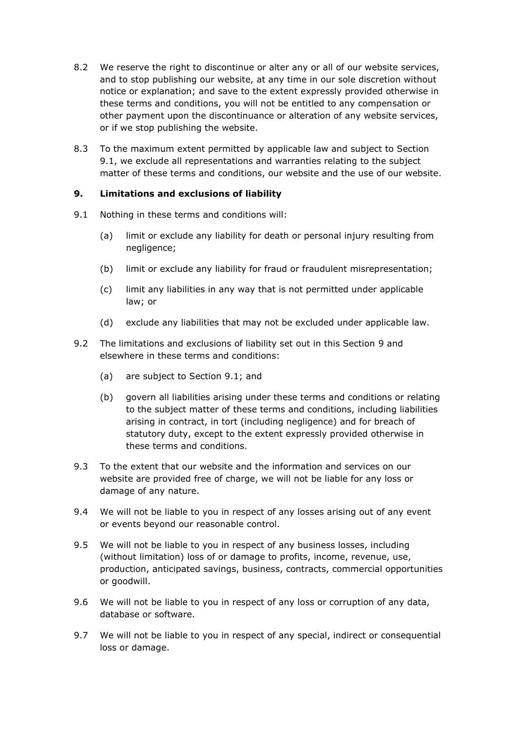8.2 We reserve the right to discontinue or alter any or all of our website services, and to stop publishing our website, at any time in our sole discretion without notice or explanation; and save to the extent expressly provided otherwise in these terms and conditions, you will not be entitled to any compensation or other payment upon the discontinuance or alteration of any website services, or if we stop publishing the website.

8.3 To the maximum extent permitted by applicable law and subject to Section 9.1, we exclude all representations and warranties relating to the subject matter of these terms and conditions, our website and the use of our website.

## 9. Limitations and exclusions of liability

9.1 Nothing in these terms and conditions will:

(a) limit or exclude any liability for death or personal injury resulting from negligence;

(b) limit or exclude any liability for fraud or fraudulent misrepresentation;

(c) limit any liabilities in any way that is not permitted under applicable law; or

(d) exclude any liabilities that may not be excluded under applicable law.

9.2 The limitations and exclusions of liability set out in this Section 9 and elsewhere in these terms and conditions:

(a) are subject to Section 9.1; and

(b) govern all liabilities arising under these terms and conditions or relating to the subject matter of these terms and conditions, including liabilities arising in contract, in tort (including negligence) and for breach of statutory duty, except to the extent expressly provided otherwise in these terms and conditions.

9.3 To the extent that our website and the information and services on our website are provided free of charge, we will not be liable for any loss or damage of any nature.

9.4 We will not be liable to you in respect of any losses arising out of any event or events beyond our reasonable control.

9.5 We will not be liable to you in respect of any business losses, including (without limitation) loss of or damage to profits, income, revenue, use, production, anticipated savings, business, contracts, commercial opportunities or goodwill.

9.6 We will not be liable to you in respect of any loss or corruption of any data, database or software.

9.7 We will not be liable to you in respect of any special, indirect or consequential loss or damage.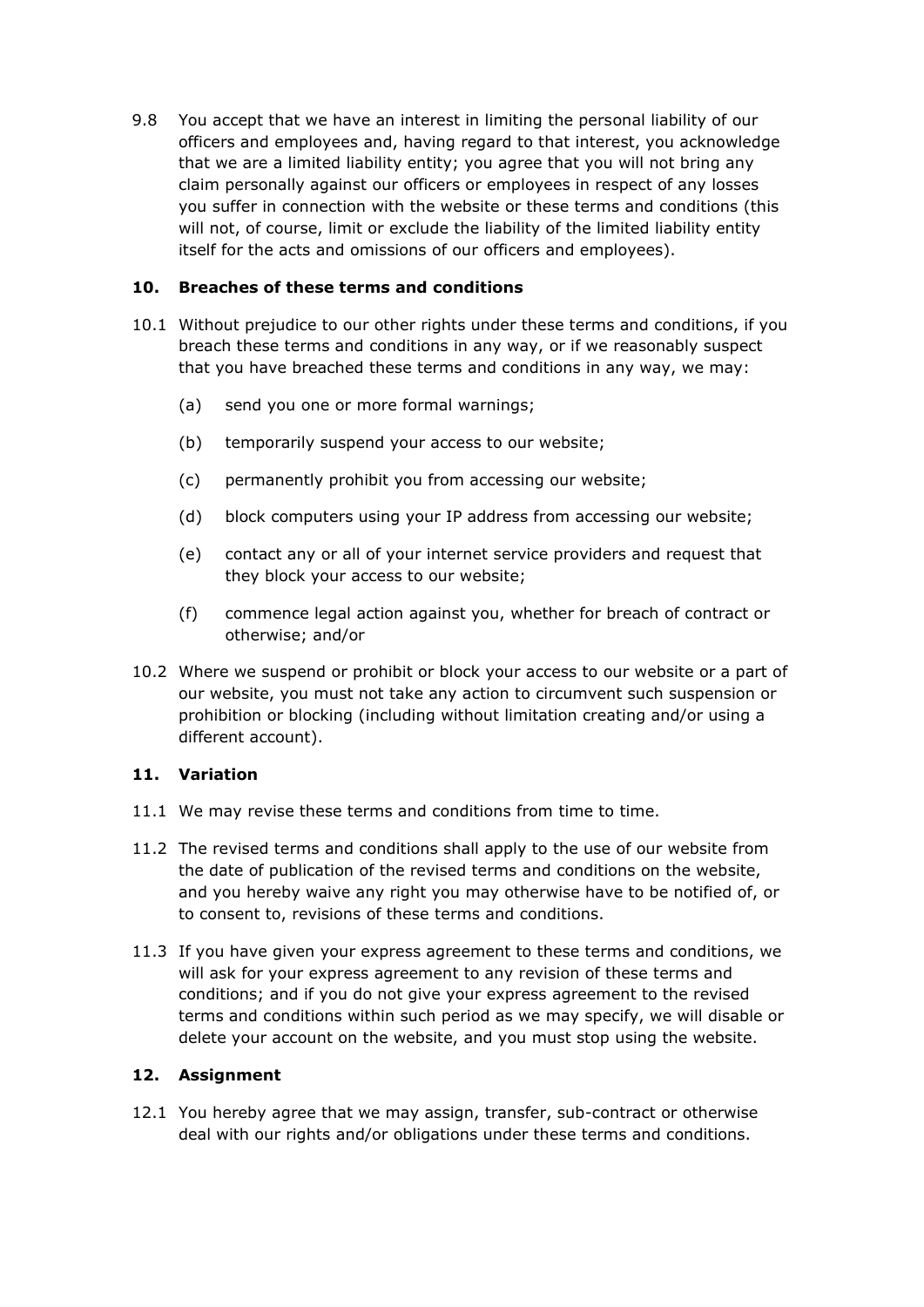9.8 You accept that we have an interest in limiting the personal liability of our officers and employees and, having regard to that interest, you acknowledge that we are a limited liability entity; you agree that you will not bring any claim personally against our officers or employees in respect of any losses you suffer in connection with the website or these terms and conditions (this will not, of course, limit or exclude the liability of the limited liability entity itself for the acts and omissions of our officers and employees).

## 10. Breaches of these terms and conditions

10.1 Without prejudice to our other rights under these terms and conditions, if you breach these terms and conditions in any way, or if we reasonably suspect that you have breached these terms and conditions in any way, we may:

(a) send you one or more formal warnings;

(b) temporarily suspend your access to our website;

(c) permanently prohibit you from accessing our website;

(d) block computers using your IP address from accessing our website;

(e) contact any or all of your internet service providers and request that they block your access to our website;

(f) commence legal action against you, whether for breach of contract or otherwise; and/or

10.2 Where we suspend or prohibit or block your access to our website or a part of our website, you must not take any action to circumvent such suspension or prohibition or blocking (including without limitation creating and/or using a different account).

## 11. Variation

11.1 We may revise these terms and conditions from time to time.

11.2 The revised terms and conditions shall apply to the use of our website from the date of publication of the revised terms and conditions on the website, and you hereby waive any right you may otherwise have to be notified of, or to consent to, revisions of these terms and conditions.

11.3 If you have given your express agreement to these terms and conditions, we will ask for your express agreement to any revision of these terms and conditions; and if you do not give your express agreement to the revised terms and conditions within such period as we may specify, we will disable or delete your account on the website, and you must stop using the website.

## 12. Assignment

12.1 You hereby agree that we may assign, transfer, sub-contract or otherwise deal with our rights and/or obligations under these terms and conditions.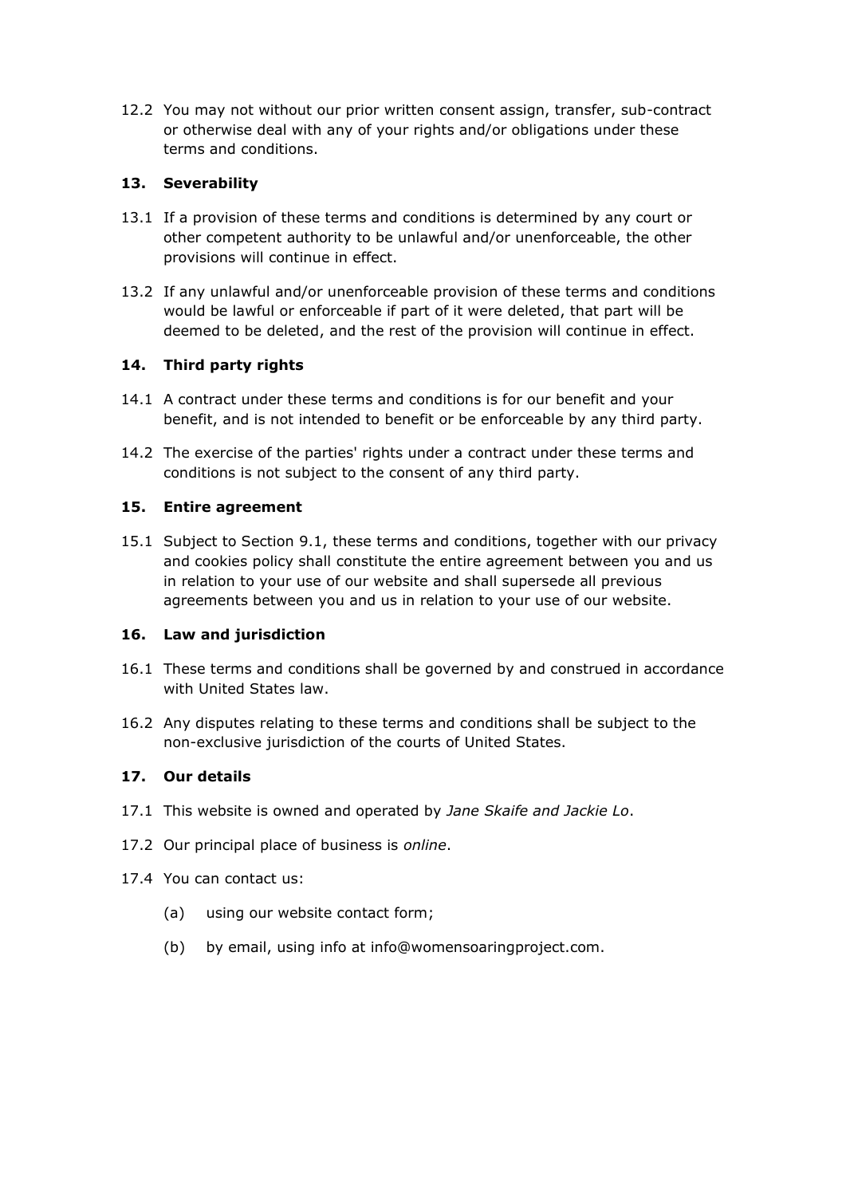12.2 You may not without our prior written consent assign, transfer, sub-contract or otherwise deal with any of your rights and/or obligations under these terms and conditions.

## 13. Severability

13.1 If a provision of these terms and conditions is determined by any court or other competent authority to be unlawful and/or unenforceable, the other provisions will continue in effect.

13.2 If any unlawful and/or unenforceable provision of these terms and conditions would be lawful or enforceable if part of it were deleted, that part will be deemed to be deleted, and the rest of the provision will continue in effect.

## 14. Third party rights

14.1 A contract under these terms and conditions is for our benefit and your benefit, and is not intended to benefit or be enforceable by any third party.

14.2 The exercise of the parties' rights under a contract under these terms and conditions is not subject to the consent of any third party.

## 15. Entire agreement

15.1 Subject to Section 9.1, these terms and conditions, together with our privacy and cookies policy shall constitute the entire agreement between you and us in relation to your use of our website and shall supersede all previous agreements between you and us in relation to your use of our website.

## 16. Law and jurisdiction

16.1 These terms and conditions shall be governed by and construed in accordance with United States law.

16.2 Any disputes relating to these terms and conditions shall be subject to the non-exclusive jurisdiction of the courts of United States.

## 17. Our details

17.1 This website is owned and operated by *Jane Skaife and Jackie Lo*.

17.2 Our principal place of business is *online*.

17.4 You can contact us:

(a) using our website contact form;

(b) by email, using info at info@womensoaringproject.com.